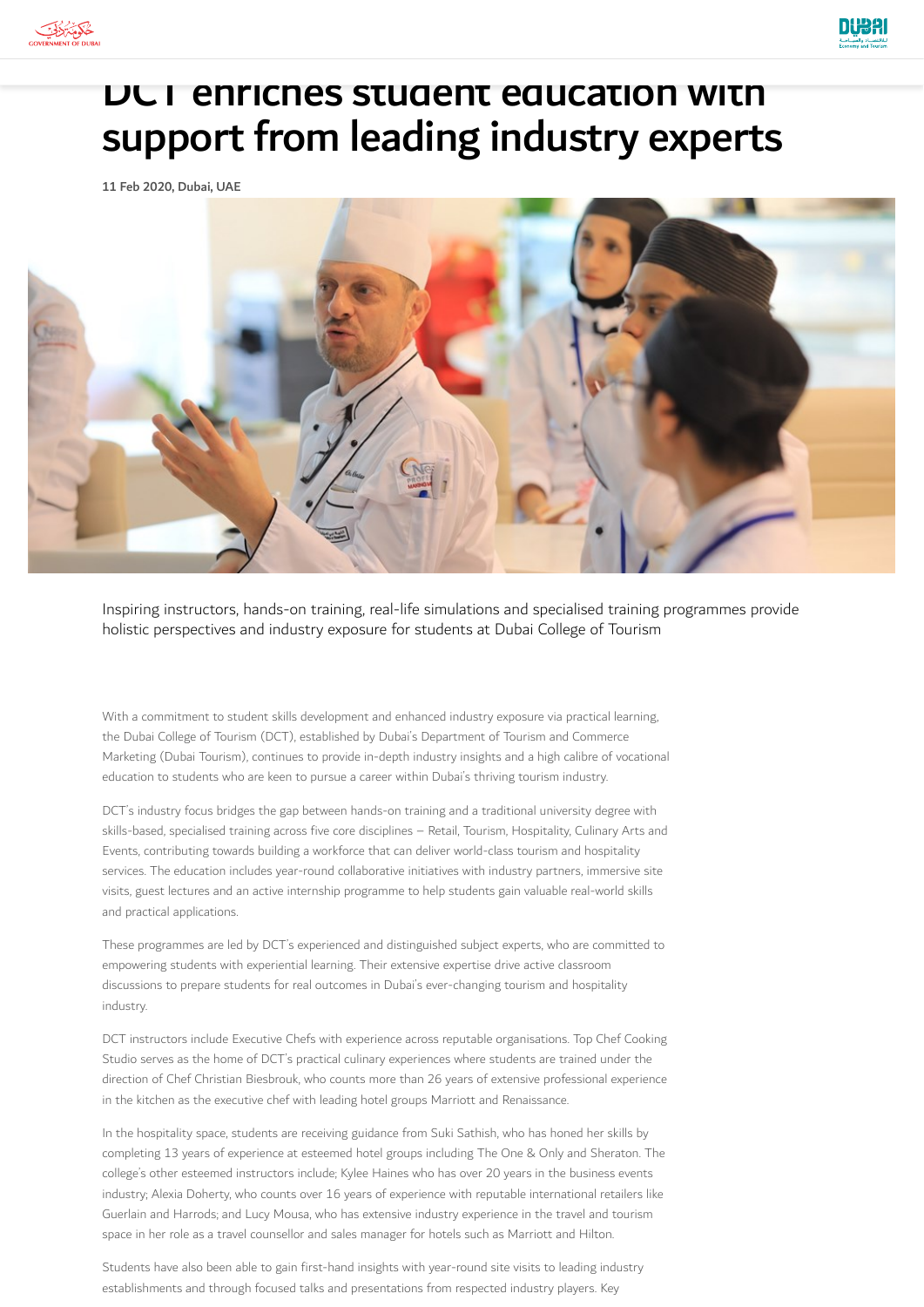# DCT enriches student education with support from leading industry experts

11 Feb 2020, Dubai, UAE

Inspiring instructors, hands-on training, real-life simulations and specialised training programmes provide holistic perspectives and industry exposure for students at Dubai College of Tourism

With a commitment to student skills development and enhanced industry exposure via practical learning, the Dubai College of Tourism (DCT), established by Dubai's Department of Tourism and Commerce Marketing (Dubai Tourism), continues to provide in-depth industry insights and a high calibre of vocational education to students who are keen to pursue a career within Dubai's thriving tourism industry.

DCT's industry focus bridges the gap between hands-on training and a traditional university degree with skills-based, specialised training across five core disciplines – Retail, Tourism, Hospitality, Culinary Arts and Events, contributing towards building a workforce that can deliver world-class tourism and hospitality services. The education includes year-round collaborative initiatives with industry partners, immersive site visits, guest lectures and an active internship programme to help students gain valuable real-world skills and practical applications.

These programmes are led by DCT's experienced and distinguished subject experts, who are committed to empowering students with experiential learning. Their extensive expertise drive active classroom discussions to prepare students for real outcomes in Dubai's ever-changing tourism and hospitality industry.

DCT instructors include Executive Chefs with experience across reputable organisations. Top Chef Cooking Studio serves as the home of DCT's practical culinary experiences where students are trained under the direction of Chef Christian Biesbrouk, who counts more than 26 years of extensive professional experience in the kitchen as the executive chef with leading hotel groups Marriott and Renaissance.

In the hospitality space, students are receiving guidance from Suki Sathish, who has honed her skills by completing 13 years of experience at esteemed hotel groups including The One & Only and Sheraton. The college's other esteemed instructors include; Kylee Haines who has over 20 years in the business events industry; Alexia Doherty, who counts over 16 years of experience with reputable international retailers like Guerlain and Harrods; and Lucy Mousa, who has extensive industry experience in the travel and tourism space in her role as a travel counsellor and sales manager for hotels such as Marriott and Hilton.

Students have also been able to gain first-hand insights with year-round site visits to leading industry establishments and through focused talks and presentations from respected industry players. Key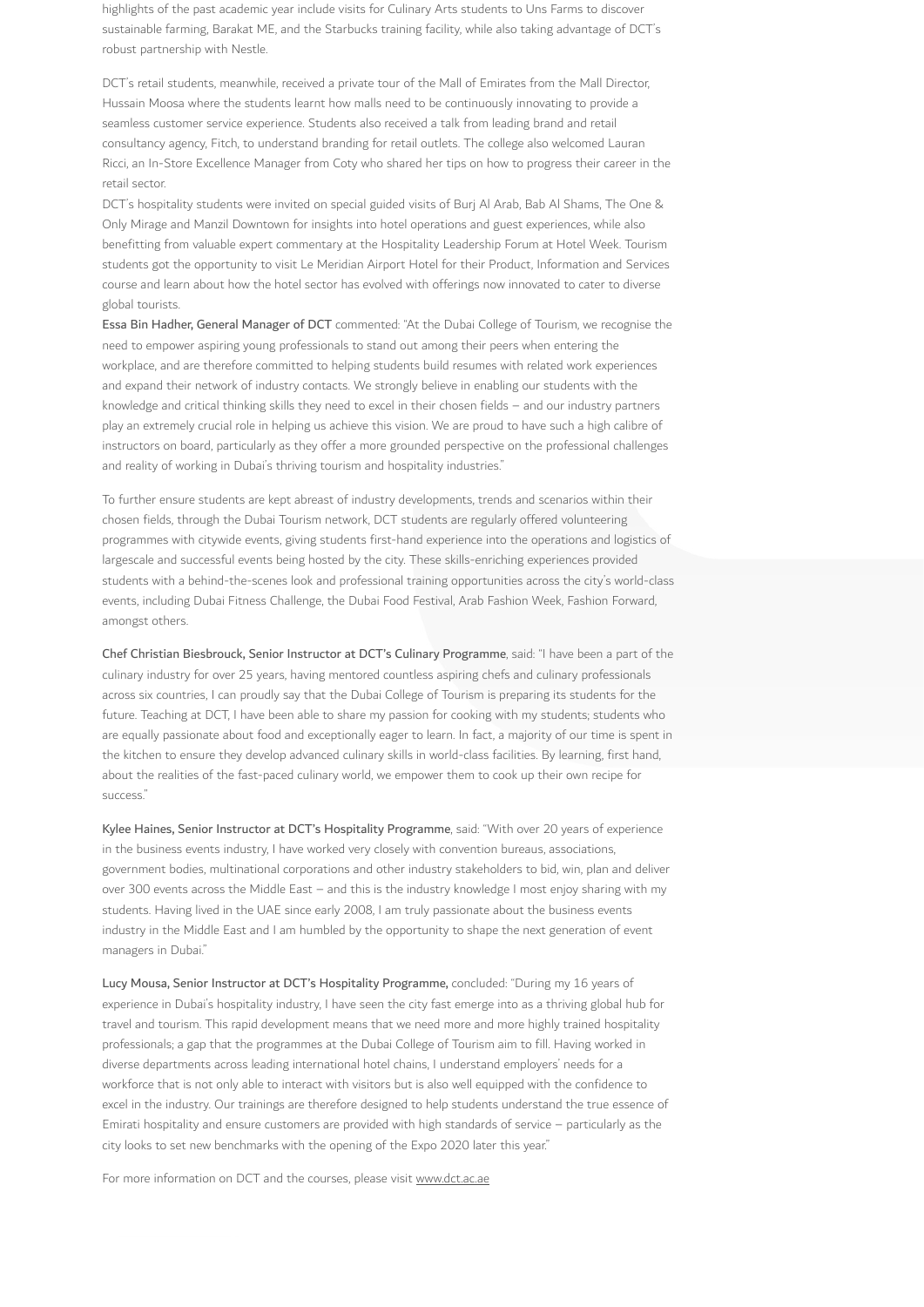highlights of the past academic year include visits for Culinary Arts students to Uns Farms to discover sustainable farming, Barakat ME, and the Starbucks training facility, while also taking advantage of DCT's robust partnership with Nestle.

DCT's retail students, meanwhile, received a private tour of the Mall of Emirates from the Mall Director, Hussain Moosa where the students learnt how malls need to be continuously innovating to provide a seamless customer service experience. Students also received a talk from leading brand and retail consultancy agency, Fitch, to understand branding for retail outlets. The college also welcomed Lauran Ricci, an In-Store Excellence Manager from Coty who shared her tips on how to progress their career in the retail sector.

DCT's hospitality students were invited on special guided visits of Burj Al Arab, Bab Al Shams, The One & Only Mirage and Manzil Downtown for insights into hotel operations and guest experiences, while also benefitting from valuable expert commentary at the Hospitality Leadership Forum at Hotel Week. Tourism students got the opportunity to visit Le Meridian Airport Hotel for their Product, Information and Services course and learn about how the hotel sector has evolved with offerings now innovated to cater to diverse global tourists.

**Essa Bin Hadher, General Manager of DCT** commented: "At the Dubai College of Tourism, we recognise the need to empower aspiring young professionals to stand out among their peers when entering the workplace, and are therefore committed to helping students build resumes with related work experiences and expand their network of industry contacts. We strongly believe in enabling our students with the knowledge and critical thinking skills they need to excel in their chosen fields – and our industry partners play an extremely crucial role in helping us achieve this vision. We are proud to have such a high calibre of instructors on board, particularly as they offer a more grounded perspective on the professional challenges and reality of working in Dubai's thriving tourism and hospitality industries."

To further ensure students are kept abreast of industry developments, trends and scenarios within their chosen fields, through the Dubai Tourism network, DCT students are regularly offered volunteering programmes with citywide events, giving students first-hand experience into the operations and logistics of largescale and successful events being hosted by the city. These skills-enriching experiences provided students with a behind-the-scenes look and professional training opportunities across the city's world-class events, including Dubai Fitness Challenge, the Dubai Food Festival, Arab Fashion Week, Fashion Forward, amongst others.

**Chef Christian Biesbrouck, Senior Instructor at DCT's Culinary Programme**, said: "I have been a part of the culinary industry for over 25 years, having mentored countless aspiring chefs and culinary professionals across six countries, I can proudly say that the Dubai College of Tourism is preparing its students for the future. Teaching at DCT, I have been able to share my passion for cooking with my students; students who are equally passionate about food and exceptionally eager to learn. In fact, a majority of our time is spent in the kitchen to ensure they develop advanced culinary skills in world-class facilities. By learning, first hand, about the realities of the fast-paced culinary world, we empower them to cook up their own recipe for success."

**Kylee Haines, Senior Instructor at DCT's Hospitality Programme**, said: "With over 20 years of experience in the business events industry, I have worked very closely with convention bureaus, associations, government bodies, multinational corporations and other industry stakeholders to bid, win, plan and deliver over 300 events across the Middle East – and this is the industry knowledge I most enjoy sharing with my students. Having lived in the UAE since early 2008, I am truly passionate about the business events industry in the Middle East and I am humbled by the opportunity to shape the next generation of event managers in Dubai."

**Lucy Mousa, Senior Instructor at DCT's Hospitality Programme,** concluded: "During my 16 years of experience in Dubai's hospitality industry, I have seen the city fast emerge into as a thriving global hub for travel and tourism. This rapid development means that we need more and more highly trained hospitality professionals; a gap that the programmes at the Dubai College of Tourism aim to fill. Having worked in diverse departments across leading international hotel chains, I understand employers' needs for a workforce that is not only able to interact with visitors but is also well equipped with the confidence to excel in the industry. Our trainings are therefore designed to help students understand the true essence of Emirati hospitality and ensure customers are provided with high standards of service – particularly as the city looks to set new benchmarks with the opening of the Expo 2020 later this year."

For more information on DCT and the courses, please visit www.dct.ac.ae